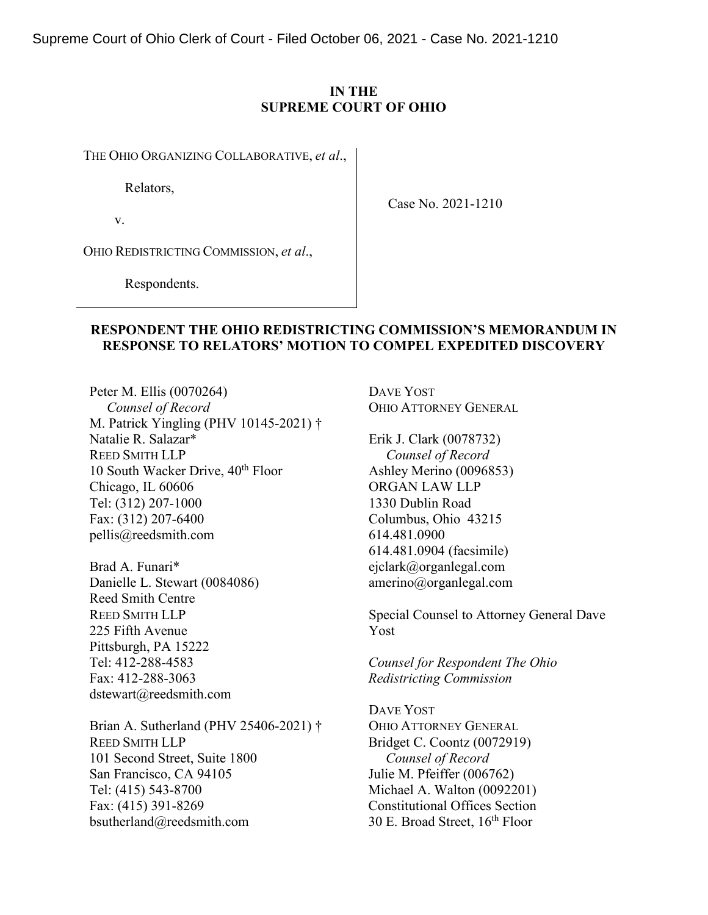Supreme Court of Ohio Clerk of Court - Filed October 06, 2021 - Case No. 2021-1210

**IN THE**
**SUPREME COURT OF OHIO**

THE OHIO ORGANIZING COLLABORATIVE, *et al*.,

Relators,

v.

OHIO REDISTRICTING COMMISSION, *et al*.,

Respondents.

Case No. 2021-1210

## RESPONDENT THE OHIO REDISTRICTING COMMISSION'S MEMORANDUM IN RESPONSE TO RELATORS' MOTION TO COMPEL EXPEDITED DISCOVERY

Peter M. Ellis (0070264)
*Counsel of Record*
M. Patrick Yingling (PHV 10145-2021) †
Natalie R. Salazar*
REED SMITH LLP
10 South Wacker Drive, 40th Floor
Chicago, IL 60606
Tel: (312) 207-1000
Fax: (312) 207-6400
pellis@reedsmith.com

Brad A. Funari*
Danielle L. Stewart (0084086)
Reed Smith Centre
REED SMITH LLP
225 Fifth Avenue
Pittsburgh, PA 15222
Tel: 412-288-4583
Fax: 412-288-3063
dstewart@reedsmith.com

Brian A. Sutherland (PHV 25406-2021) †
REED SMITH LLP
101 Second Street, Suite 1800
San Francisco, CA 94105
Tel: (415) 543-8700
Fax: (415) 391-8269
bsutherland@reedsmith.com

DAVE YOST
OHIO ATTORNEY GENERAL

Erik J. Clark (0078732)
*Counsel of Record*
Ashley Merino (0096853)
ORGAN LAW LLP
1330 Dublin Road
Columbus, Ohio 43215
614.481.0900
614.481.0904 (facsimile)
ejclark@organlegal.com
amerino@organlegal.com

Special Counsel to Attorney General Dave Yost

*Counsel for Respondent The Ohio Redistricting Commission*

DAVE YOST
OHIO ATTORNEY GENERAL
Bridget C. Coontz (0072919)
*Counsel of Record*
Julie M. Pfeiffer (006762)
Michael A. Walton (0092201)
Constitutional Offices Section
30 E. Broad Street, 16th Floor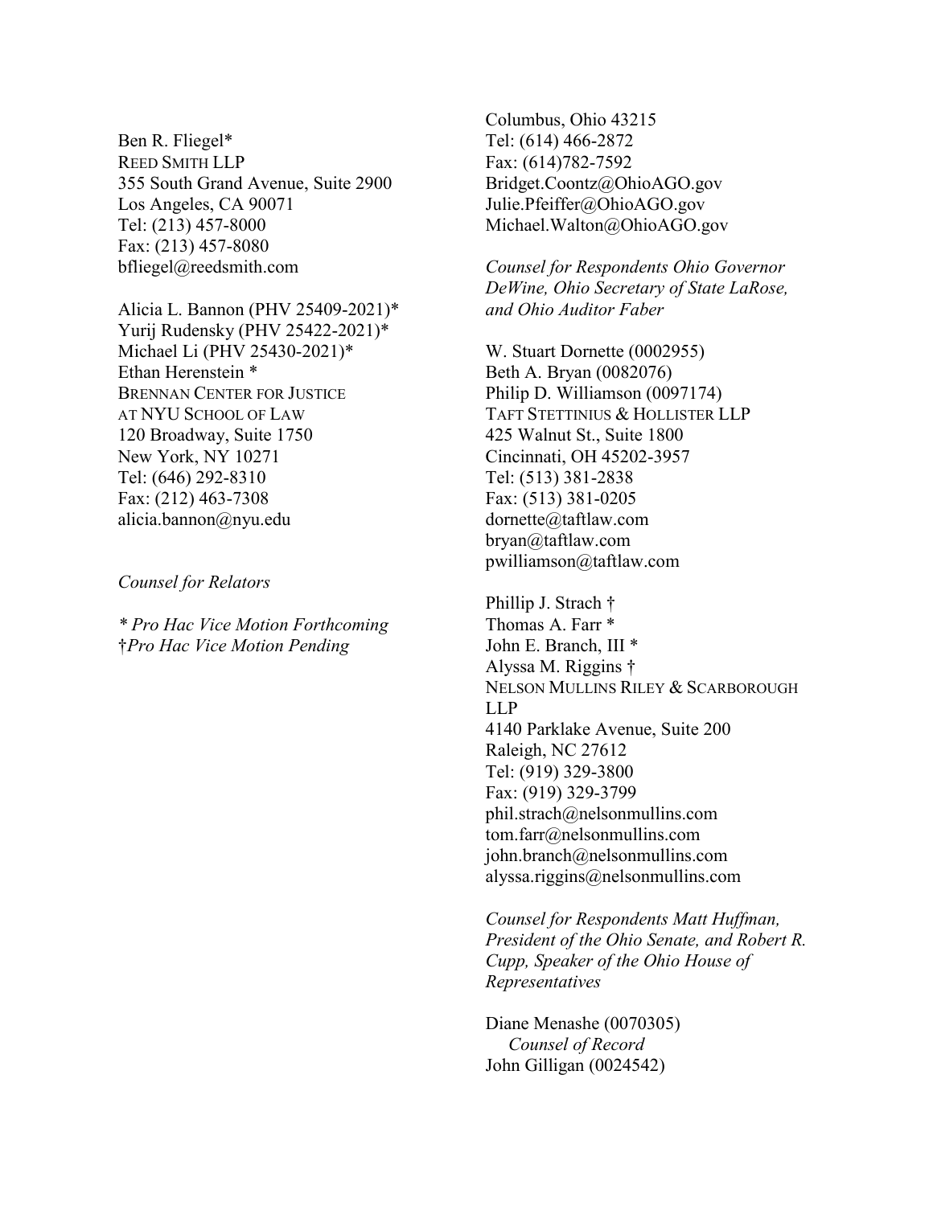Ben R. Fliegel*
REED SMITH LLP
355 South Grand Avenue, Suite 2900
Los Angeles, CA 90071
Tel: (213) 457-8000
Fax: (213) 457-8080
bfliegel@reedsmith.com

Alicia L. Bannon (PHV 25409-2021)*
Yurij Rudensky (PHV 25422-2021)*
Michael Li (PHV 25430-2021)*
Ethan Herenstein *
BRENNAN CENTER FOR JUSTICE AT NYU SCHOOL OF LAW
120 Broadway, Suite 1750
New York, NY 10271
Tel: (646) 292-8310
Fax: (212) 463-7308
alicia.bannon@nyu.edu

*Counsel for Relators*

*\* Pro Hac Vice Motion Forthcoming*
†*Pro Hac Vice Motion Pending*

Columbus, Ohio 43215
Tel: (614) 466-2872
Fax: (614)782-7592
Bridget.Coontz@OhioAGO.gov
Julie.Pfeiffer@OhioAGO.gov
Michael.Walton@OhioAGO.gov

*Counsel for Respondents Ohio Governor DeWine, Ohio Secretary of State LaRose, and Ohio Auditor Faber*

W. Stuart Dornette (0002955)
Beth A. Bryan (0082076)
Philip D. Williamson (0097174)
TAFT STETTINIUS & HOLLISTER LLP
425 Walnut St., Suite 1800
Cincinnati, OH 45202-3957
Tel: (513) 381-2838
Fax: (513) 381-0205
dornette@taftlaw.com
bryan@taftlaw.com
pwilliamson@taftlaw.com

Phillip J. Strach †
Thomas A. Farr *
John E. Branch, III *
Alyssa M. Riggins †
NELSON MULLINS RILEY & SCARBOROUGH LLP
4140 Parklake Avenue, Suite 200
Raleigh, NC 27612
Tel: (919) 329-3800
Fax: (919) 329-3799
phil.strach@nelsonmullins.com
tom.farr@nelsonmullins.com
john.branch@nelsonmullins.com
alyssa.riggins@nelsonmullins.com

*Counsel for Respondents Matt Huffman, President of the Ohio Senate, and Robert R. Cupp, Speaker of the Ohio House of Representatives*

Diane Menashe (0070305)
*Counsel of Record*
John Gilligan (0024542)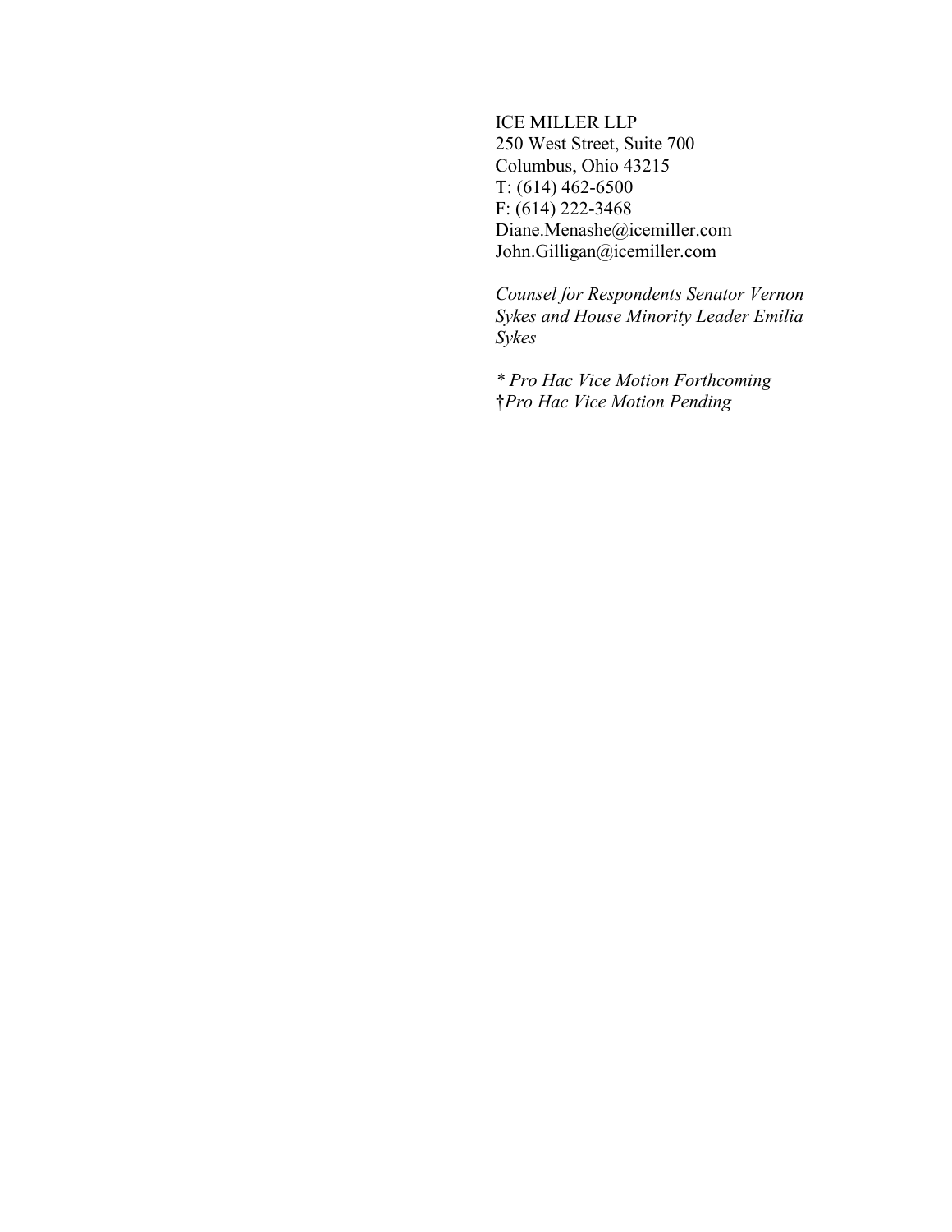ICE MILLER LLP
250 West Street, Suite 700
Columbus, Ohio 43215
T: (614) 462-6500
F: (614) 222-3468
Diane.Menashe@icemiller.com
John.Gilligan@icemiller.com

*Counsel for Respondents Senator Vernon Sykes and House Minority Leader Emilia Sykes*

*\* Pro Hac Vice Motion Forthcoming*
†*Pro Hac Vice Motion Pending*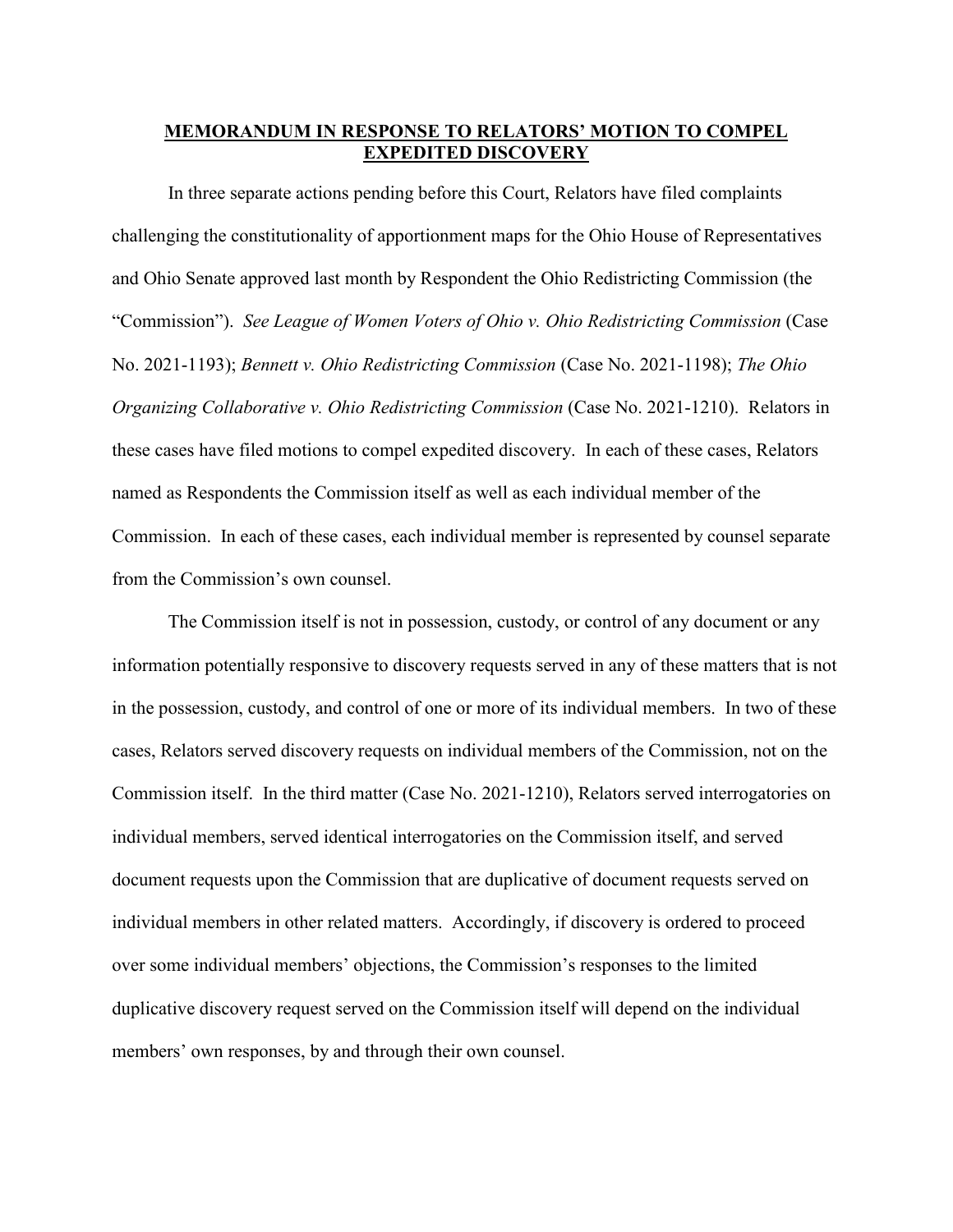## **MEMORANDUM IN RESPONSE TO RELATORS' MOTION TO COMPEL EXPEDITED DISCOVERY**

In three separate actions pending before this Court, Relators have filed complaints challenging the constitutionality of apportionment maps for the Ohio House of Representatives and Ohio Senate approved last month by Respondent the Ohio Redistricting Commission (the "Commission"). *See League of Women Voters of Ohio v. Ohio Redistricting Commission* (Case No. 2021-1193); *Bennett v. Ohio Redistricting Commission* (Case No. 2021-1198); *The Ohio Organizing Collaborative v. Ohio Redistricting Commission* (Case No. 2021-1210). Relators in these cases have filed motions to compel expedited discovery. In each of these cases, Relators named as Respondents the Commission itself as well as each individual member of the Commission. In each of these cases, each individual member is represented by counsel separate from the Commission's own counsel.

The Commission itself is not in possession, custody, or control of any document or any information potentially responsive to discovery requests served in any of these matters that is not in the possession, custody, and control of one or more of its individual members. In two of these cases, Relators served discovery requests on individual members of the Commission, not on the Commission itself. In the third matter (Case No. 2021-1210), Relators served interrogatories on individual members, served identical interrogatories on the Commission itself, and served document requests upon the Commission that are duplicative of document requests served on individual members in other related matters. Accordingly, if discovery is ordered to proceed over some individual members' objections, the Commission's responses to the limited duplicative discovery request served on the Commission itself will depend on the individual members' own responses, by and through their own counsel.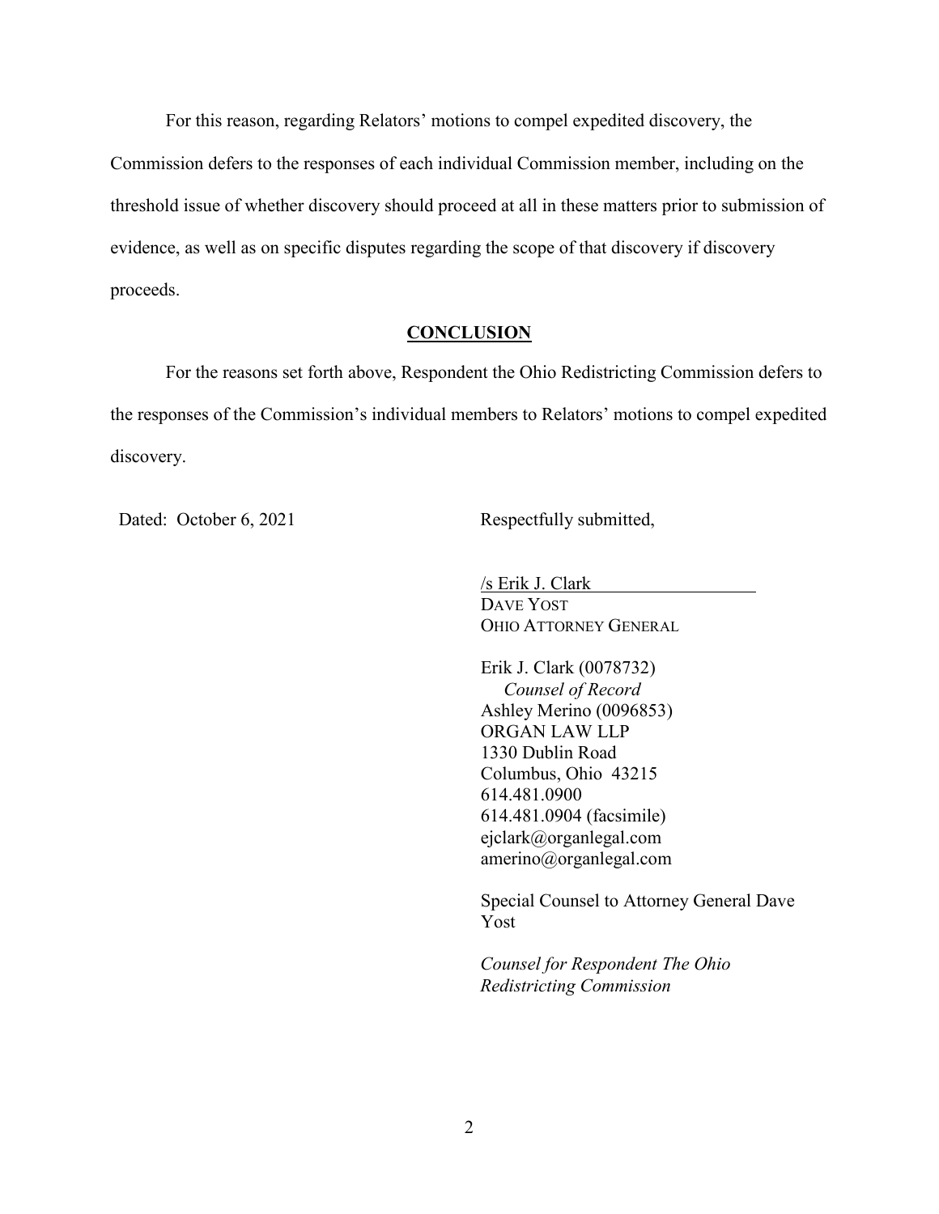For this reason, regarding Relators' motions to compel expedited discovery, the Commission defers to the responses of each individual Commission member, including on the threshold issue of whether discovery should proceed at all in these matters prior to submission of evidence, as well as on specific disputes regarding the scope of that discovery if discovery proceeds.

## CONCLUSION

For the reasons set forth above, Respondent the Ohio Redistricting Commission defers to the responses of the Commission's individual members to Relators' motions to compel expedited discovery.

Dated: October 6, 2021

Respectfully submitted,

/s Erik J. Clark
DAVE YOST
OHIO ATTORNEY GENERAL

Erik J. Clark (0078732)
*Counsel of Record*
Ashley Merino (0096853)
ORGAN LAW LLP
1330 Dublin Road
Columbus, Ohio 43215
614.481.0900
614.481.0904 (facsimile)
ejclark@organlegal.com
amerino@organlegal.com

Special Counsel to Attorney General Dave Yost

*Counsel for Respondent The Ohio Redistricting Commission*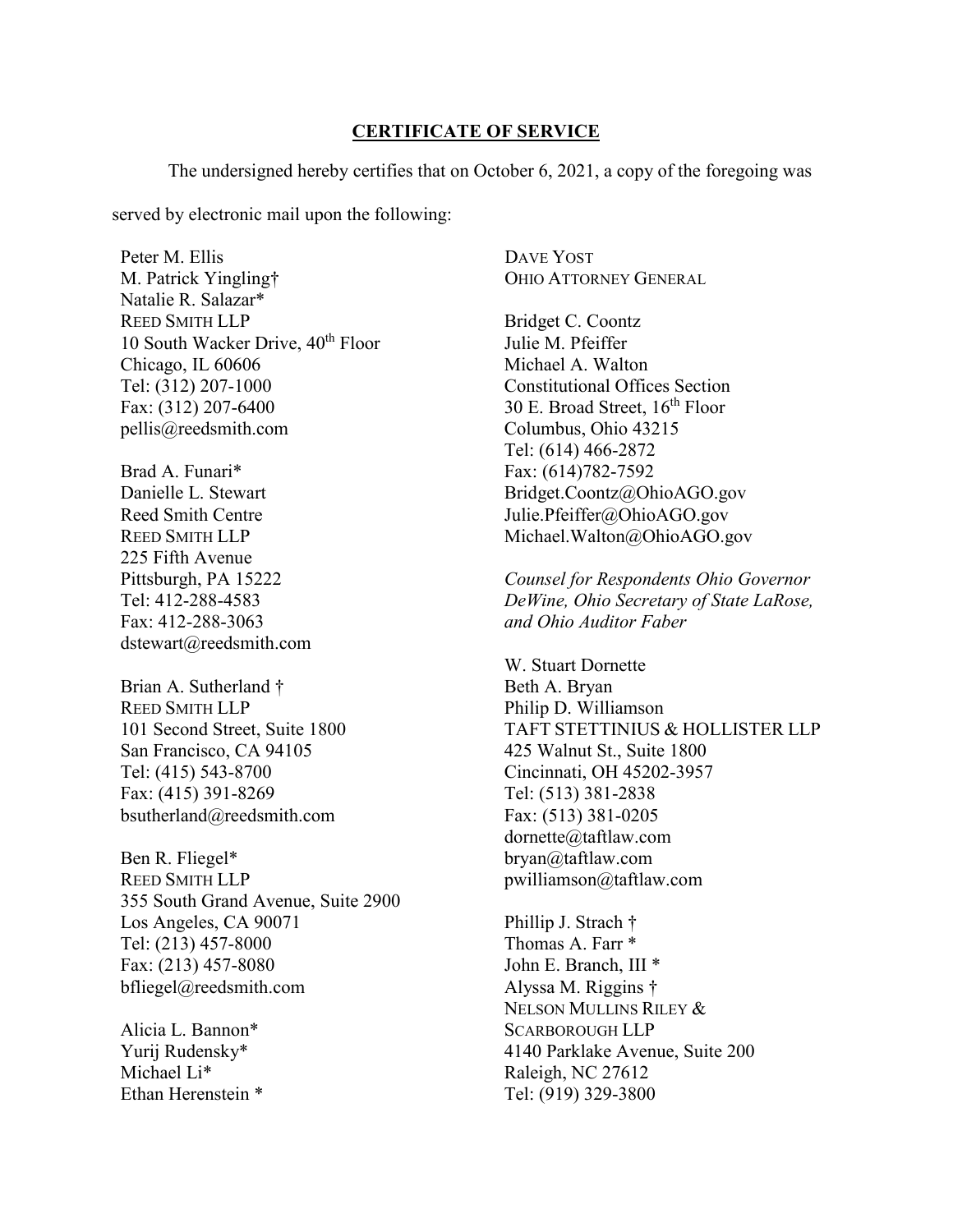## CERTIFICATE OF SERVICE

The undersigned hereby certifies that on October 6, 2021, a copy of the foregoing was served by electronic mail upon the following:

Peter M. Ellis
M. Patrick Yingling†
Natalie R. Salazar*
REED SMITH LLP
10 South Wacker Drive, 40th Floor
Chicago, IL 60606
Tel: (312) 207-1000
Fax: (312) 207-6400
pellis@reedsmith.com

Brad A. Funari*
Danielle L. Stewart
Reed Smith Centre
REED SMITH LLP
225 Fifth Avenue
Pittsburgh, PA 15222
Tel: 412-288-4583
Fax: 412-288-3063
dstewart@reedsmith.com

Brian A. Sutherland †
REED SMITH LLP
101 Second Street, Suite 1800
San Francisco, CA 94105
Tel: (415) 543-8700
Fax: (415) 391-8269
bsutherland@reedsmith.com

Ben R. Fliegel*
REED SMITH LLP
355 South Grand Avenue, Suite 2900
Los Angeles, CA 90071
Tel: (213) 457-8000
Fax: (213) 457-8080
bfliegel@reedsmith.com

Alicia L. Bannon*
Yurij Rudensky*
Michael Li*
Ethan Herenstein *

DAVE YOST
OHIO ATTORNEY GENERAL

Bridget C. Coontz
Julie M. Pfeiffer
Michael A. Walton
Constitutional Offices Section
30 E. Broad Street, 16th Floor
Columbus, Ohio 43215
Tel: (614) 466-2872
Fax: (614)782-7592
Bridget.Coontz@OhioAGO.gov
Julie.Pfeiffer@OhioAGO.gov
Michael.Walton@OhioAGO.gov

*Counsel for Respondents Ohio Governor DeWine, Ohio Secretary of State LaRose, and Ohio Auditor Faber*

W. Stuart Dornette
Beth A. Bryan
Philip D. Williamson
TAFT STETTINIUS & HOLLISTER LLP
425 Walnut St., Suite 1800
Cincinnati, OH 45202-3957
Tel: (513) 381-2838
Fax: (513) 381-0205
dornette@taftlaw.com
bryan@taftlaw.com
pwilliamson@taftlaw.com

Phillip J. Strach †
Thomas A. Farr *
John E. Branch, III *
Alyssa M. Riggins †
NELSON MULLINS RILEY & SCARBOROUGH LLP
4140 Parklake Avenue, Suite 200
Raleigh, NC 27612
Tel: (919) 329-3800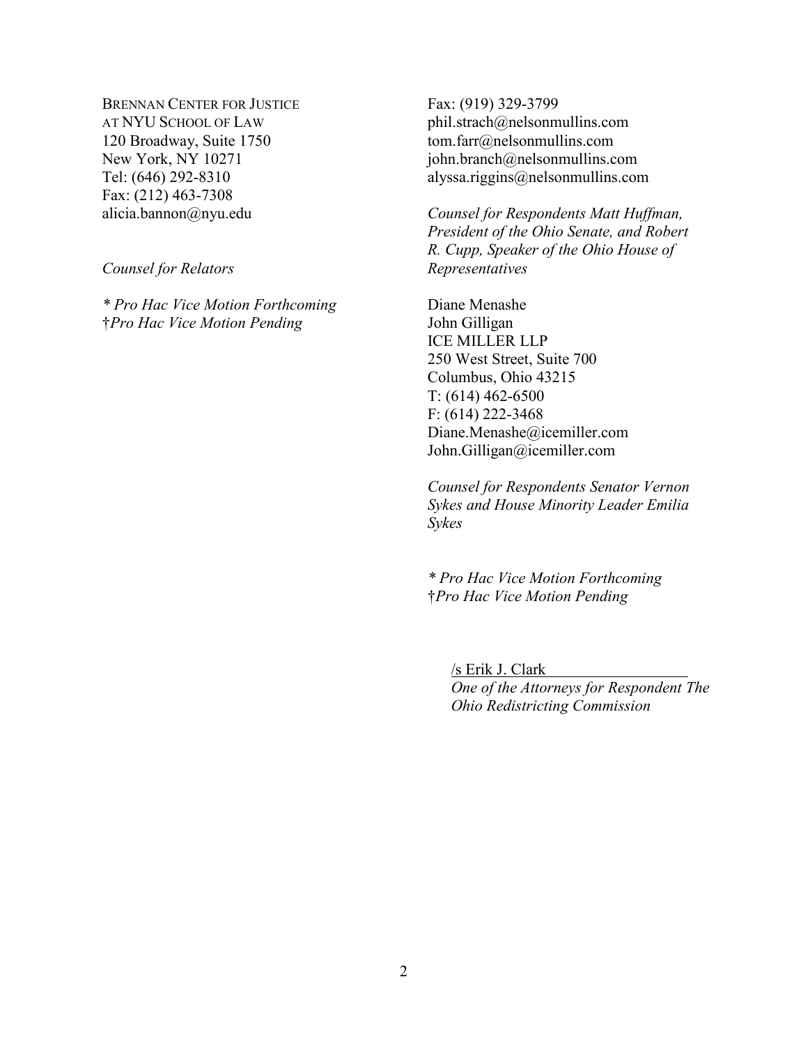BRENNAN CENTER FOR JUSTICE
AT NYU SCHOOL OF LAW
120 Broadway, Suite 1750
New York, NY 10271
Tel: (646) 292-8310
Fax: (212) 463-7308
alicia.bannon@nyu.edu

*Counsel for Relators*

*\* Pro Hac Vice Motion Forthcoming*
*†Pro Hac Vice Motion Pending*

Fax: (919) 329-3799
phil.strach@nelsonmullins.com
tom.farr@nelsonmullins.com
john.branch@nelsonmullins.com
alyssa.riggins@nelsonmullins.com

*Counsel for Respondents Matt Huffman, President of the Ohio Senate, and Robert R. Cupp, Speaker of the Ohio House of Representatives*

Diane Menashe
John Gilligan
ICE MILLER LLP
250 West Street, Suite 700
Columbus, Ohio 43215
T: (614) 462-6500
F: (614) 222-3468
Diane.Menashe@icemiller.com
John.Gilligan@icemiller.com

*Counsel for Respondents Senator Vernon Sykes and House Minority Leader Emilia Sykes*

*\* Pro Hac Vice Motion Forthcoming*
*†Pro Hac Vice Motion Pending*

/s Erik J. Clark
*One of the Attorneys for Respondent The Ohio Redistricting Commission*